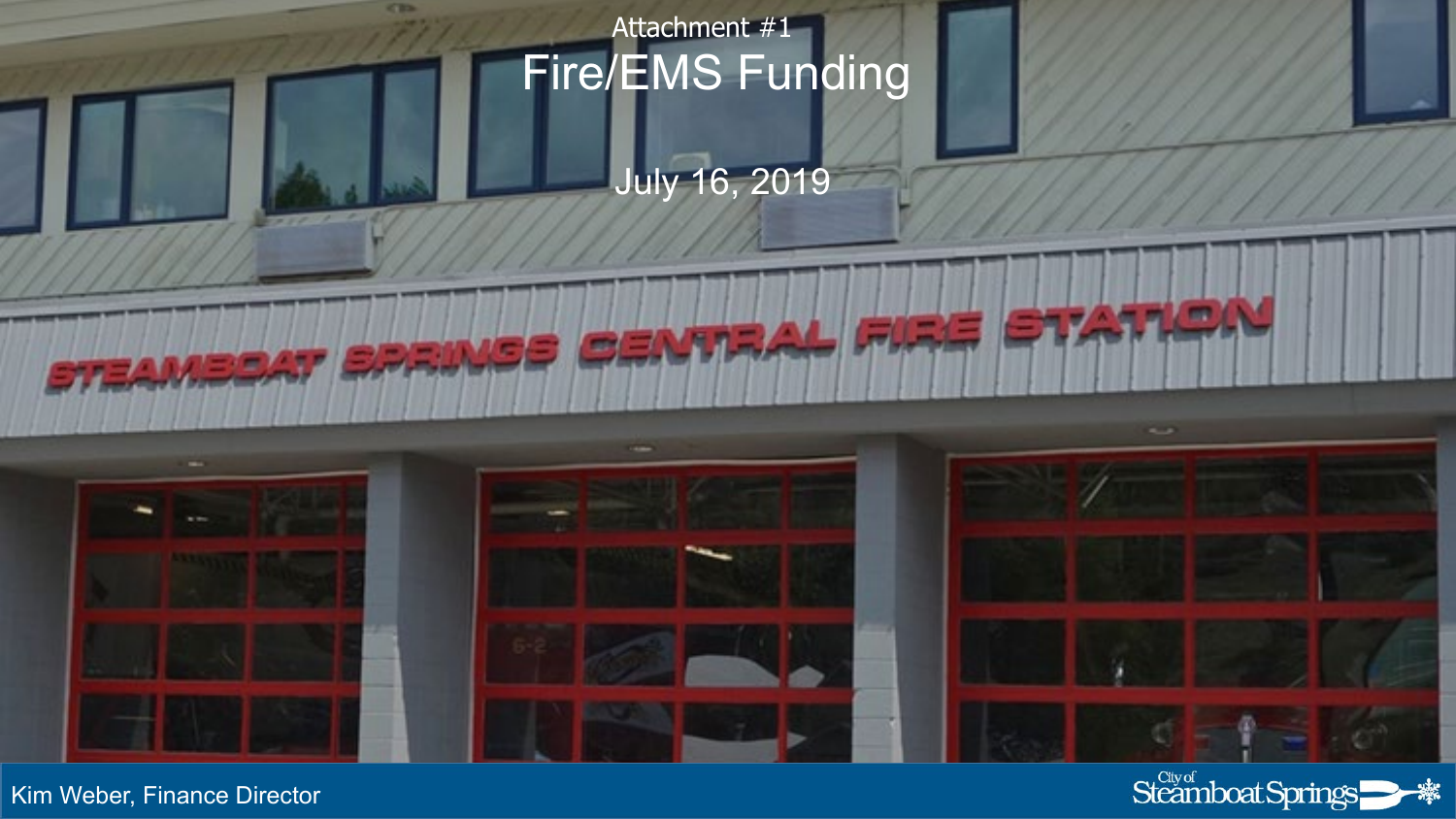Attachment #1

# Fire/EMS Funding

July 16, 2019

Kim Weber, Finance Director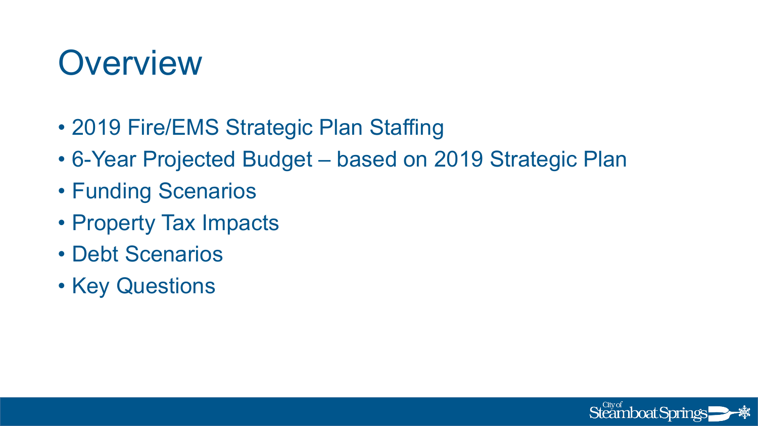# Overview

- 2019 Fire/EMS Strategic Plan Staffing
- 6-Year Projected Budget – based on 2019 Strategic Plan
- Funding Scenarios
- Property Tax Impacts
- Debt Scenarios
- Key Questions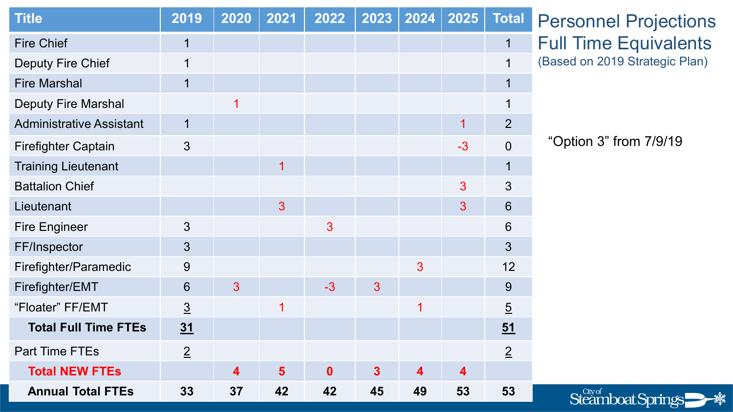# Personnel Projections Full Time Equivalents

(Based on 2019 Strategic Plan)

"Option 3" from 7/9/19

| Title | 2019 | 2020 | 2021 | 2022 | 2023 | 2024 | 2025 | Total |
|---|---|---|---|---|---|---|---|---|
| Fire Chief | 1 | | | | | | | 1 |
| Deputy Fire Chief | 1 | | | | | | | 1 |
| Fire Marshal | 1 | | | | | | | 1 |
| Deputy Fire Marshal | | 1 | | | | | | 1 |
| Administrative Assistant | 1 | | | | | | 1 | 2 |
| Firefighter Captain | 3 | | | | | | -3 | 0 |
| Training Lieutenant | | | 1 | | | | | 1 |
| Battalion Chief | | | | | | | 3 | 3 |
| Lieutenant | | | 3 | | | | 3 | 6 |
| Fire Engineer | 3 | | | 3 | | | | 6 |
| FF/Inspector | 3 | | | | | | | 3 |
| Firefighter/Paramedic | 9 | | | | | 3 | | 12 |
| Firefighter/EMT | 6 | 3 | | -3 | 3 | | | 9 |
| "Floater" FF/EMT | 3 | | 1 | | | 1 | | 5 |
| **Total Full Time FTEs** | **31** | | | | | | | **51** |
| Part Time FTEs | 2 | | | | | | | 2 |
| **Total NEW FTEs** | | **4** | **5** | **0** | **3** | **4** | **4** | |
| **Annual Total FTEs** | **33** | **37** | **42** | **42** | **45** | **49** | **53** | **53** |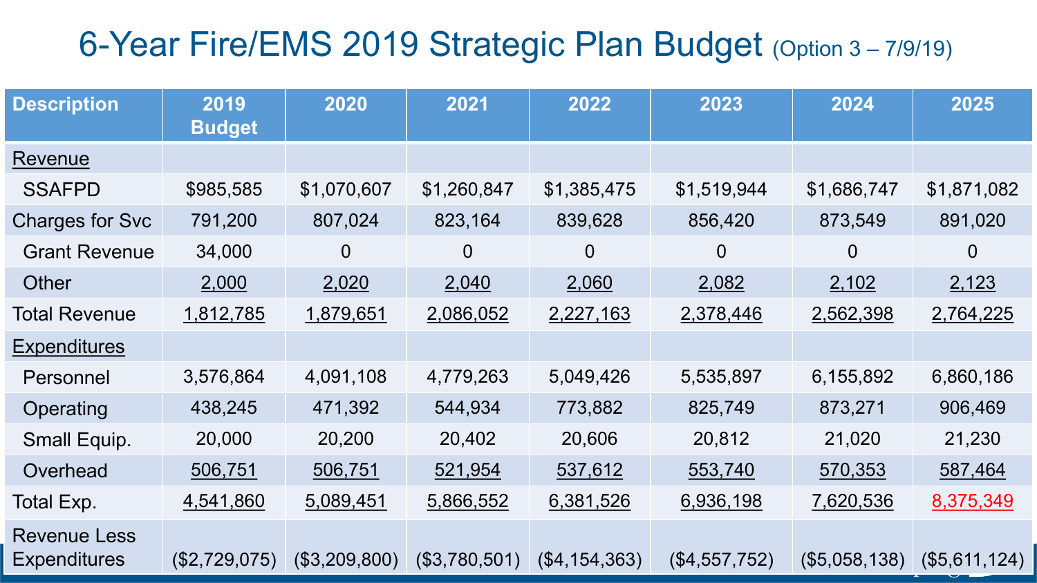# 6-Year Fire/EMS 2019 Strategic Plan Budget (Option 3 – 7/9/19)

| Description | 2019 Budget | 2020 | 2021 | 2022 | 2023 | 2024 | 2025 |
|---|---|---|---|---|---|---|---|
| Revenue | | | | | | | |
| SSAFPD | $985,585 | $1,070,607 | $1,260,847 | $1,385,475 | $1,519,944 | $1,686,747 | $1,871,082 |
| Charges for Svc | 791,200 | 807,024 | 823,164 | 839,628 | 856,420 | 873,549 | 891,020 |
| Grant Revenue | 34,000 | 0 | 0 | 0 | 0 | 0 | 0 |
| Other | 2,000 | 2,020 | 2,040 | 2,060 | 2,082 | 2,102 | 2,123 |
| Total Revenue | 1,812,785 | 1,879,651 | 2,086,052 | 2,227,163 | 2,378,446 | 2,562,398 | 2,764,225 |
| Expenditures | | | | | | | |
| Personnel | 3,576,864 | 4,091,108 | 4,779,263 | 5,049,426 | 5,535,897 | 6,155,892 | 6,860,186 |
| Operating | 438,245 | 471,392 | 544,934 | 773,882 | 825,749 | 873,271 | 906,469 |
| Small Equip. | 20,000 | 20,200 | 20,402 | 20,606 | 20,812 | 21,020 | 21,230 |
| Overhead | 506,751 | 506,751 | 521,954 | 537,612 | 553,740 | 570,353 | 587,464 |
| Total Exp. | 4,541,860 | 5,089,451 | 5,866,552 | 6,381,526 | 6,936,198 | 7,620,536 | 8,375,349 |
| Revenue Less Expenditures | ($2,729,075) | ($3,209,800) | ($3,780,501) | ($4,154,363) | ($4,557,752) | ($5,058,138) | ($5,611,124) |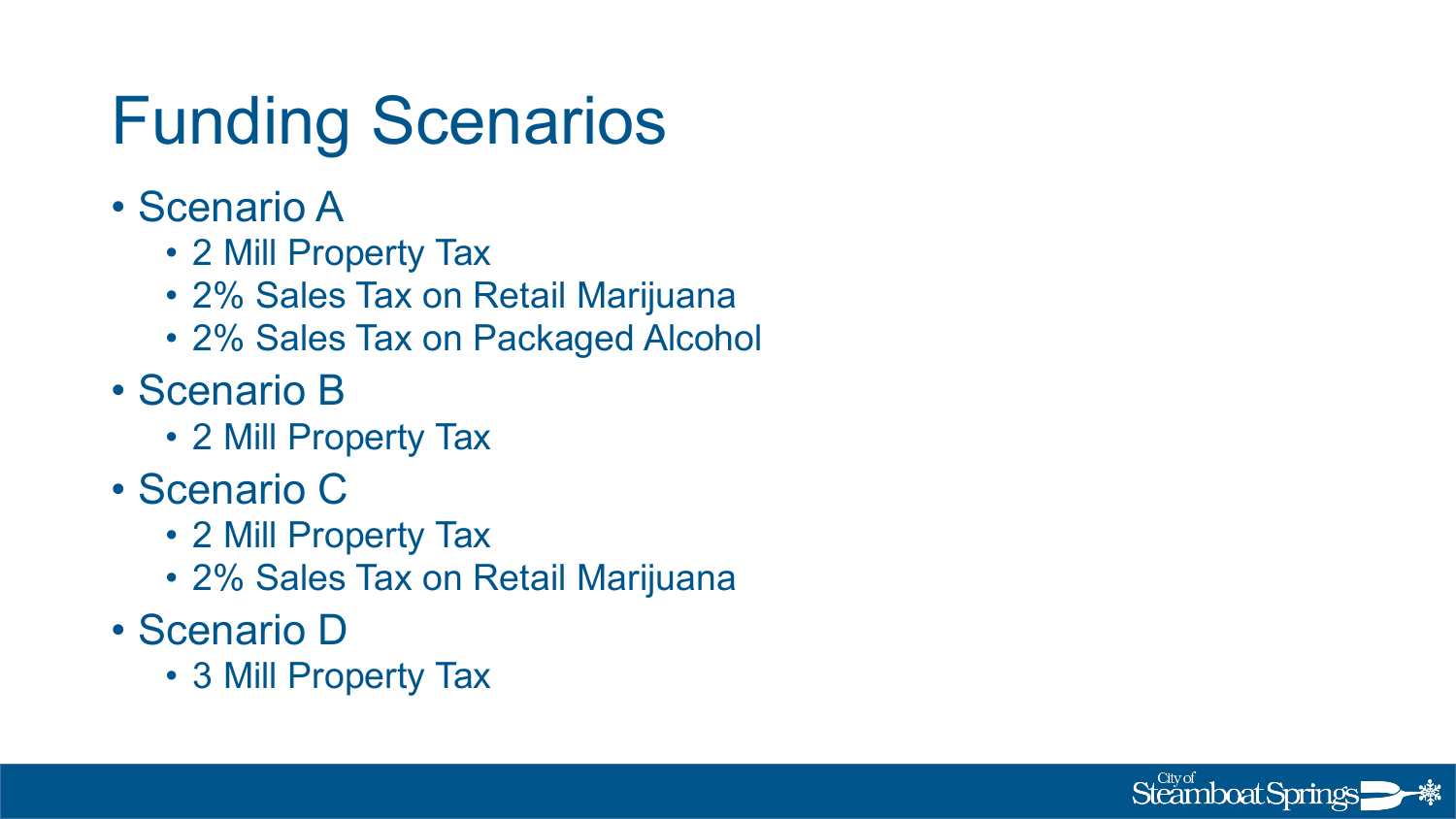# Funding Scenarios

- Scenario A
  - 2 Mill Property Tax
  - 2% Sales Tax on Retail Marijuana
  - 2% Sales Tax on Packaged Alcohol
- Scenario B
  - 2 Mill Property Tax
- Scenario C
  - 2 Mill Property Tax
  - 2% Sales Tax on Retail Marijuana
- Scenario D
  - 3 Mill Property Tax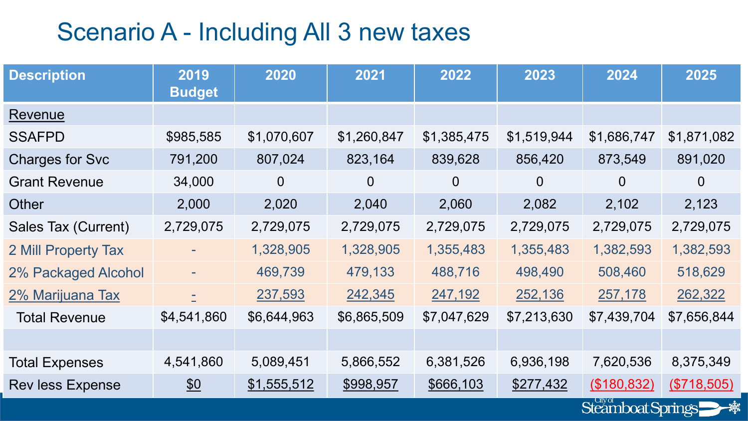# Scenario A - Including All 3 new taxes

| Description | 2019 Budget | 2020 | 2021 | 2022 | 2023 | 2024 | 2025 |
|---|---|---|---|---|---|---|---|
| Revenue | | | | | | | |
| SSAFPD | $985,585 | $1,070,607 | $1,260,847 | $1,385,475 | $1,519,944 | $1,686,747 | $1,871,082 |
| Charges for Svc | 791,200 | 807,024 | 823,164 | 839,628 | 856,420 | 873,549 | 891,020 |
| Grant Revenue | 34,000 | 0 | 0 | 0 | 0 | 0 | 0 |
| Other | 2,000 | 2,020 | 2,040 | 2,060 | 2,082 | 2,102 | 2,123 |
| Sales Tax (Current) | 2,729,075 | 2,729,075 | 2,729,075 | 2,729,075 | 2,729,075 | 2,729,075 | 2,729,075 |
| 2 Mill Property Tax | - | 1,328,905 | 1,328,905 | 1,355,483 | 1,355,483 | 1,382,593 | 1,382,593 |
| 2% Packaged Alcohol | - | 469,739 | 479,133 | 488,716 | 498,490 | 508,460 | 518,629 |
| 2% Marijuana Tax | - | 237,593 | 242,345 | 247,192 | 252,136 | 257,178 | 262,322 |
| Total Revenue | $4,541,860 | $6,644,963 | $6,865,509 | $7,047,629 | $7,213,630 | $7,439,704 | $7,656,844 |
| | | | | | | | |
| Total Expenses | 4,541,860 | 5,089,451 | 5,866,552 | 6,381,526 | 6,936,198 | 7,620,536 | 8,375,349 |
| Rev less Expense | $0 | $1,555,512 | $998,957 | $666,103 | $277,432 | ($180,832) | ($718,505) |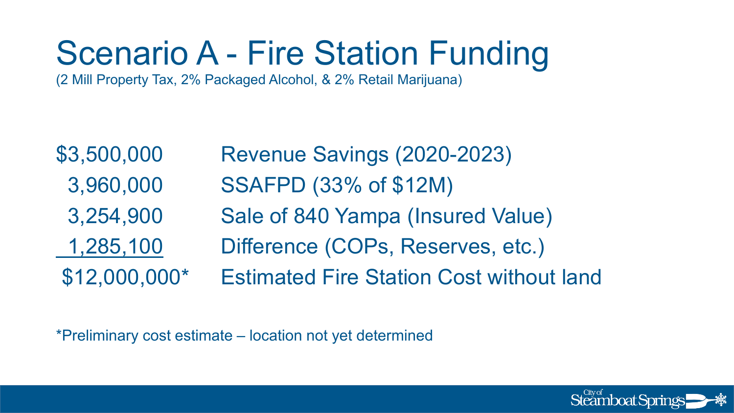# Scenario A - Fire Station Funding

(2 Mill Property Tax, 2% Packaged Alcohol, & 2% Retail Marijuana)

| | |
|---|---|
| $3,500,000 | Revenue Savings (2020-2023) |
| 3,960,000 | SSAFPD (33% of $12M) |
| 3,254,900 | Sale of 840 Yampa (Insured Value) |
| 1,285,100 | Difference (COPs, Reserves, etc.) |
| $12,000,000* | Estimated Fire Station Cost without land |

*Preliminary cost estimate – location not yet determined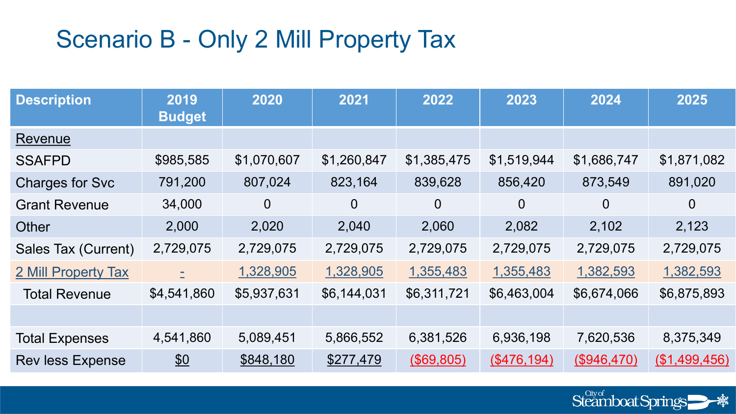# Scenario B - Only 2 Mill Property Tax

| Description | 2019 Budget | 2020 | 2021 | 2022 | 2023 | 2024 | 2025 |
|---|---|---|---|---|---|---|---|
| Revenue | | | | | | | |
| SSAFPD | $985,585 | $1,070,607 | $1,260,847 | $1,385,475 | $1,519,944 | $1,686,747 | $1,871,082 |
| Charges for Svc | 791,200 | 807,024 | 823,164 | 839,628 | 856,420 | 873,549 | 891,020 |
| Grant Revenue | 34,000 | 0 | 0 | 0 | 0 | 0 | 0 |
| Other | 2,000 | 2,020 | 2,040 | 2,060 | 2,082 | 2,102 | 2,123 |
| Sales Tax (Current) | 2,729,075 | 2,729,075 | 2,729,075 | 2,729,075 | 2,729,075 | 2,729,075 | 2,729,075 |
| 2 Mill Property Tax | - | 1,328,905 | 1,328,905 | 1,355,483 | 1,355,483 | 1,382,593 | 1,382,593 |
| Total Revenue | $4,541,860 | $5,937,631 | $6,144,031 | $6,311,721 | $6,463,004 | $6,674,066 | $6,875,893 |
| | | | | | | | |
| Total Expenses | 4,541,860 | 5,089,451 | 5,866,552 | 6,381,526 | 6,936,198 | 7,620,536 | 8,375,349 |
| Rev less Expense | $0 | $848,180 | $277,479 | ($69,805) | ($476,194) | ($946,470) | ($1,499,456) |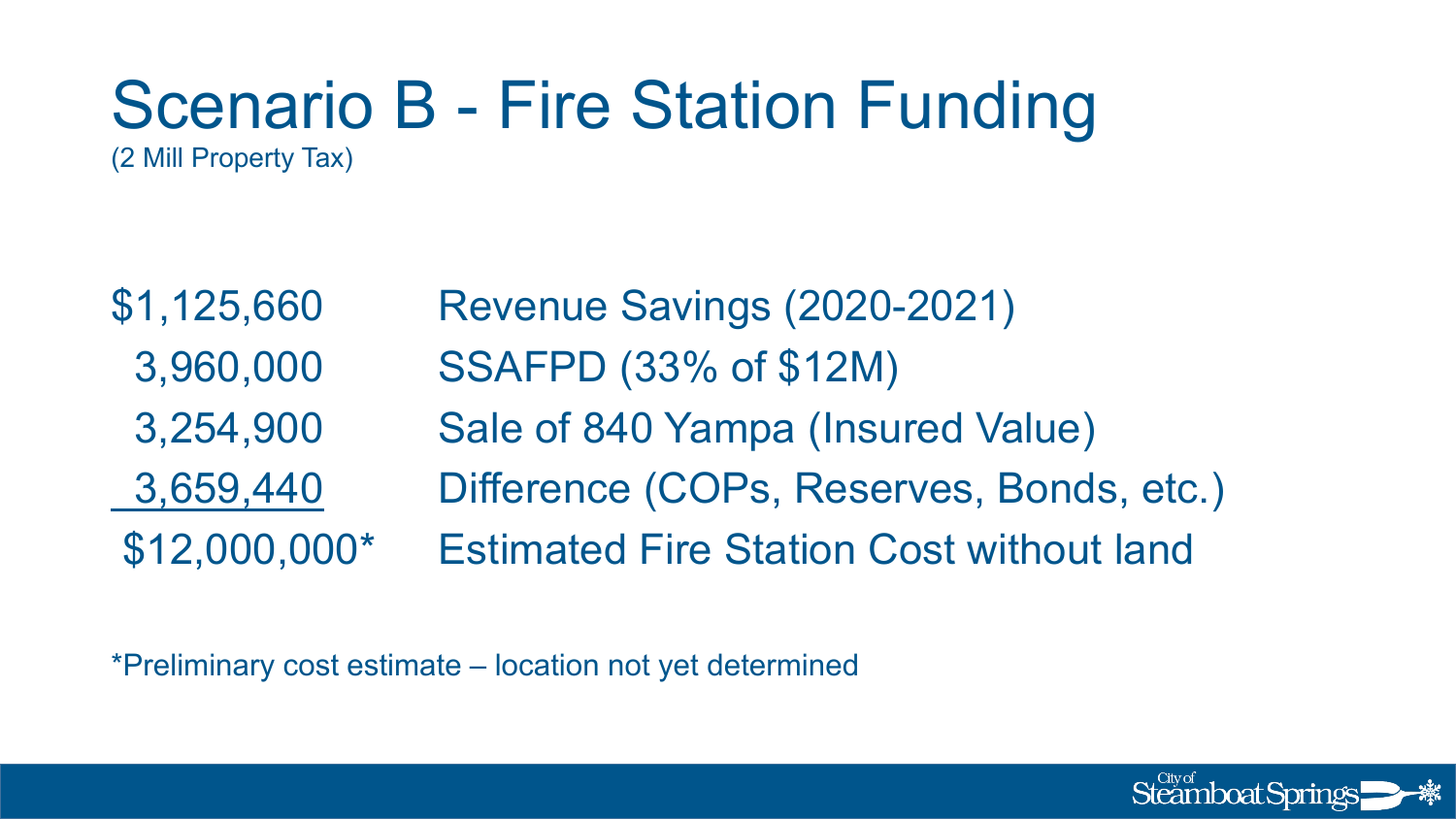# Scenario B - Fire Station Funding

(2 Mill Property Tax)

| | |
|---|---|
| $1,125,660 | Revenue Savings (2020-2021) |
| 3,960,000 | SSAFPD (33% of $12M) |
| 3,254,900 | Sale of 840 Yampa (Insured Value) |
| 3,659,440 | Difference (COPs, Reserves, Bonds, etc.) |
| $12,000,000* | Estimated Fire Station Cost without land |

*Preliminary cost estimate – location not yet determined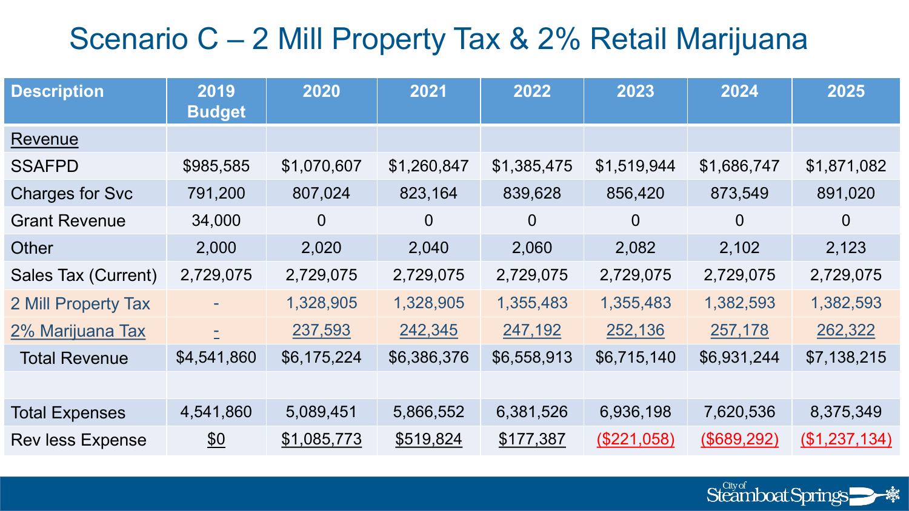# Scenario C – 2 Mill Property Tax & 2% Retail Marijuana

| Description | 2019 Budget | 2020 | 2021 | 2022 | 2023 | 2024 | 2025 |
|---|---|---|---|---|---|---|---|
| Revenue | | | | | | | |
| SSAFPD | $985,585 | $1,070,607 | $1,260,847 | $1,385,475 | $1,519,944 | $1,686,747 | $1,871,082 |
| Charges for Svc | 791,200 | 807,024 | 823,164 | 839,628 | 856,420 | 873,549 | 891,020 |
| Grant Revenue | 34,000 | 0 | 0 | 0 | 0 | 0 | 0 |
| Other | 2,000 | 2,020 | 2,040 | 2,060 | 2,082 | 2,102 | 2,123 |
| Sales Tax (Current) | 2,729,075 | 2,729,075 | 2,729,075 | 2,729,075 | 2,729,075 | 2,729,075 | 2,729,075 |
| 2 Mill Property Tax | - | 1,328,905 | 1,328,905 | 1,355,483 | 1,355,483 | 1,382,593 | 1,382,593 |
| 2% Marijuana Tax | - | 237,593 | 242,345 | 247,192 | 252,136 | 257,178 | 262,322 |
| Total Revenue | $4,541,860 | $6,175,224 | $6,386,376 | $6,558,913 | $6,715,140 | $6,931,244 | $7,138,215 |
| | | | | | | | |
| Total Expenses | 4,541,860 | 5,089,451 | 5,866,552 | 6,381,526 | 6,936,198 | 7,620,536 | 8,375,349 |
| Rev less Expense | $0 | $1,085,773 | $519,824 | $177,387 | ($221,058) | ($689,292) | ($1,237,134) |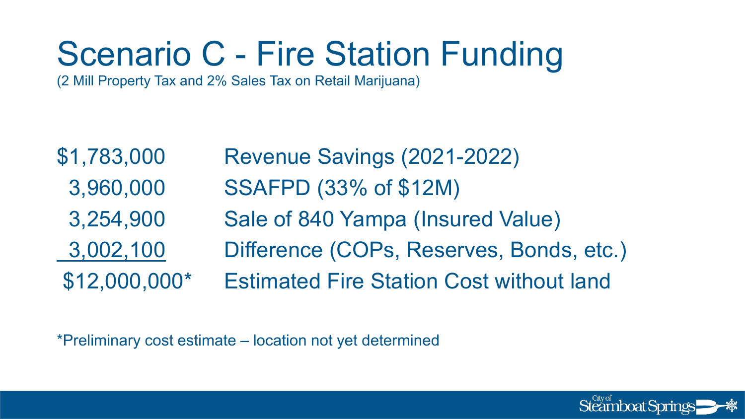# Scenario C - Fire Station Funding

(2 Mill Property Tax and 2% Sales Tax on Retail Marijuana)

| | |
|---|---|
| $1,783,000 | Revenue Savings (2021-2022) |
| 3,960,000 | SSAFPD (33% of $12M) |
| 3,254,900 | Sale of 840 Yampa (Insured Value) |
| 3,002,100 | Difference (COPs, Reserves, Bonds, etc.) |
| $12,000,000* | Estimated Fire Station Cost without land |

*Preliminary cost estimate – location not yet determined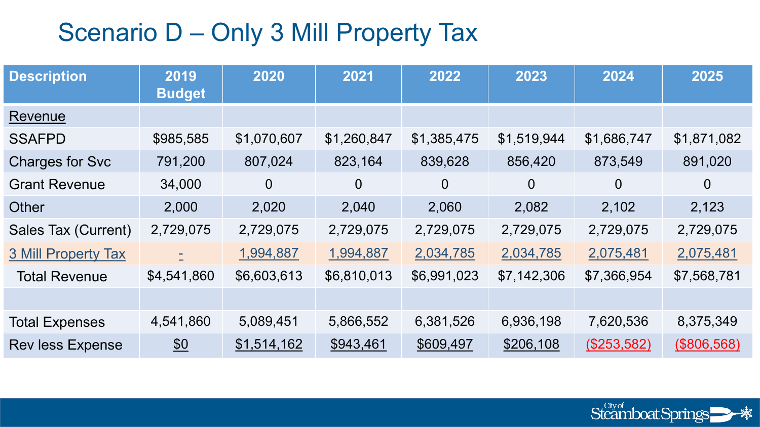# Scenario D – Only 3 Mill Property Tax

| Description | 2019 Budget | 2020 | 2021 | 2022 | 2023 | 2024 | 2025 |
|---|---|---|---|---|---|---|---|
| Revenue | | | | | | | |
| SSAFPD | $985,585 | $1,070,607 | $1,260,847 | $1,385,475 | $1,519,944 | $1,686,747 | $1,871,082 |
| Charges for Svc | 791,200 | 807,024 | 823,164 | 839,628 | 856,420 | 873,549 | 891,020 |
| Grant Revenue | 34,000 | 0 | 0 | 0 | 0 | 0 | 0 |
| Other | 2,000 | 2,020 | 2,040 | 2,060 | 2,082 | 2,102 | 2,123 |
| Sales Tax (Current) | 2,729,075 | 2,729,075 | 2,729,075 | 2,729,075 | 2,729,075 | 2,729,075 | 2,729,075 |
| 3 Mill Property Tax | - | 1,994,887 | 1,994,887 | 2,034,785 | 2,034,785 | 2,075,481 | 2,075,481 |
| Total Revenue | $4,541,860 | $6,603,613 | $6,810,013 | $6,991,023 | $7,142,306 | $7,366,954 | $7,568,781 |
| | | | | | | | |
| Total Expenses | 4,541,860 | 5,089,451 | 5,866,552 | 6,381,526 | 6,936,198 | 7,620,536 | 8,375,349 |
| Rev less Expense | $0 | $1,514,162 | $943,461 | $609,497 | $206,108 | ($253,582) | ($806,568) |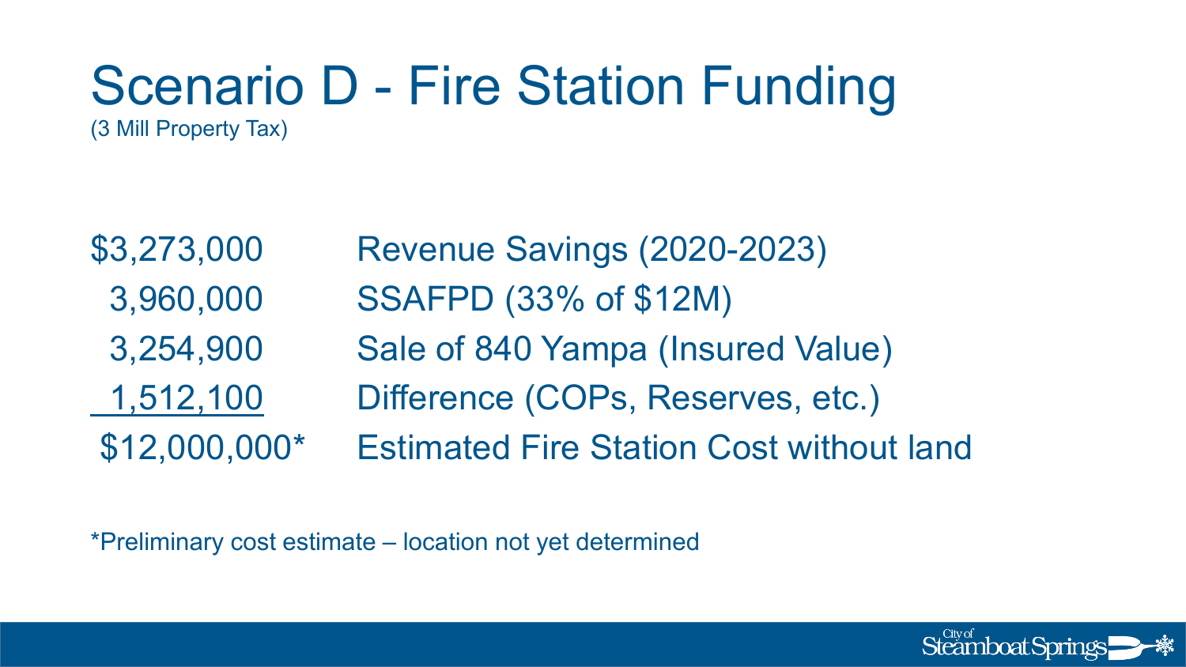# Scenario D - Fire Station Funding

(3 Mill Property Tax)

| | |
|---|---|
| $3,273,000 | Revenue Savings (2020-2023) |
| 3,960,000 | SSAFPD (33% of $12M) |
| 3,254,900 | Sale of 840 Yampa (Insured Value) |
| 1,512,100 | Difference (COPs, Reserves, etc.) |
| $12,000,000* | Estimated Fire Station Cost without land |

*Preliminary cost estimate – location not yet determined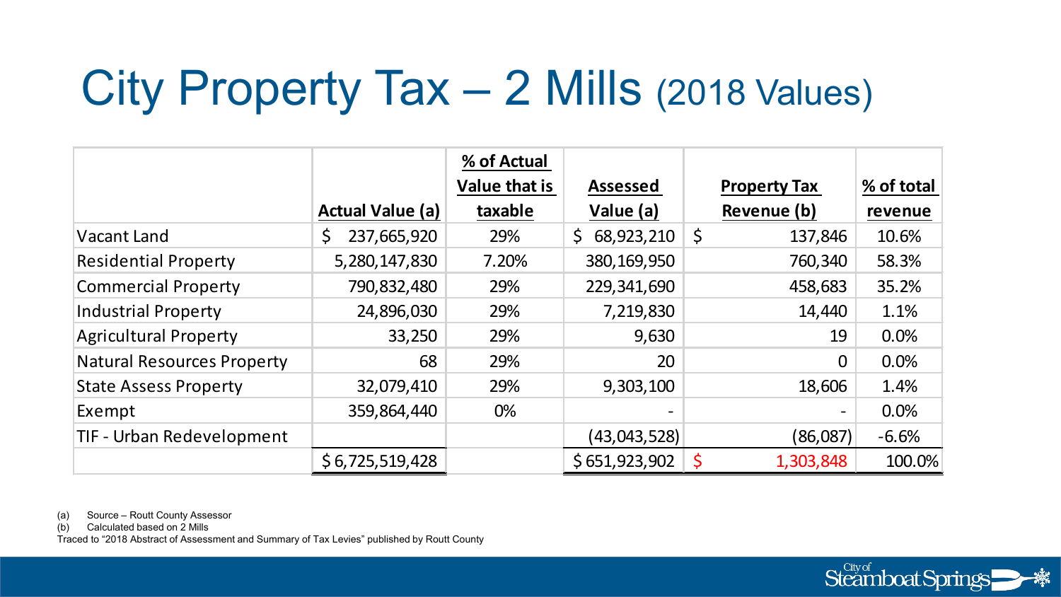# City Property Tax – 2 Mills (2018 Values)

| | Actual Value (a) | % of Actual Value that is taxable | Assessed Value (a) | Property Tax Revenue (b) | % of total revenue |
|---|---|---|---|---|---|
| Vacant Land | $ 237,665,920 | 29% | $ 68,923,210 | $ 137,846 | 10.6% |
| Residential Property | 5,280,147,830 | 7.20% | 380,169,950 | 760,340 | 58.3% |
| Commercial Property | 790,832,480 | 29% | 229,341,690 | 458,683 | 35.2% |
| Industrial Property | 24,896,030 | 29% | 7,219,830 | 14,440 | 1.1% |
| Agricultural Property | 33,250 | 29% | 9,630 | 19 | 0.0% |
| Natural Resources Property | 68 | 29% | 20 | 0 | 0.0% |
| State Assess Property | 32,079,410 | 29% | 9,303,100 | 18,606 | 1.4% |
| Exempt | 359,864,440 | 0% | - | - | 0.0% |
| TIF - Urban Redevelopment | | | (43,043,528) | (86,087) | -6.6% |
| | $ 6,725,519,428 | | $ 651,923,902 | $ 1,303,848 | 100.0% |

(a) Source – Routt County Assessor
(b) Calculated based on 2 Mills
Traced to "2018 Abstract of Assessment and Summary of Tax Levies" published by Routt County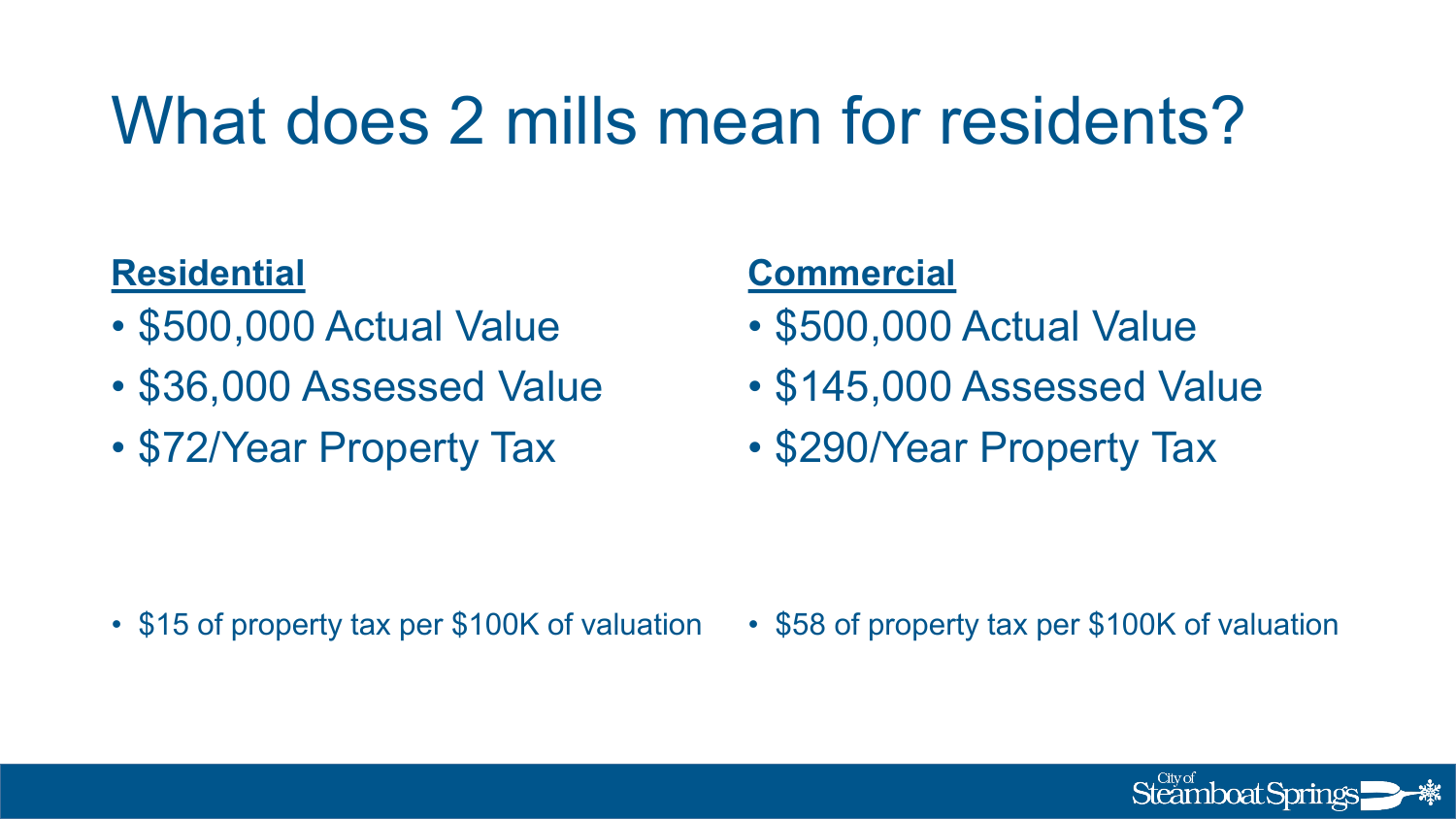# What does 2 mills mean for residents?

**Residential**

- $500,000 Actual Value
- $36,000 Assessed Value
- $72/Year Property Tax

**Commercial**

- $500,000 Actual Value
- $145,000 Assessed Value
- $290/Year Property Tax

- $15 of property tax per $100K of valuation

- $58 of property tax per $100K of valuation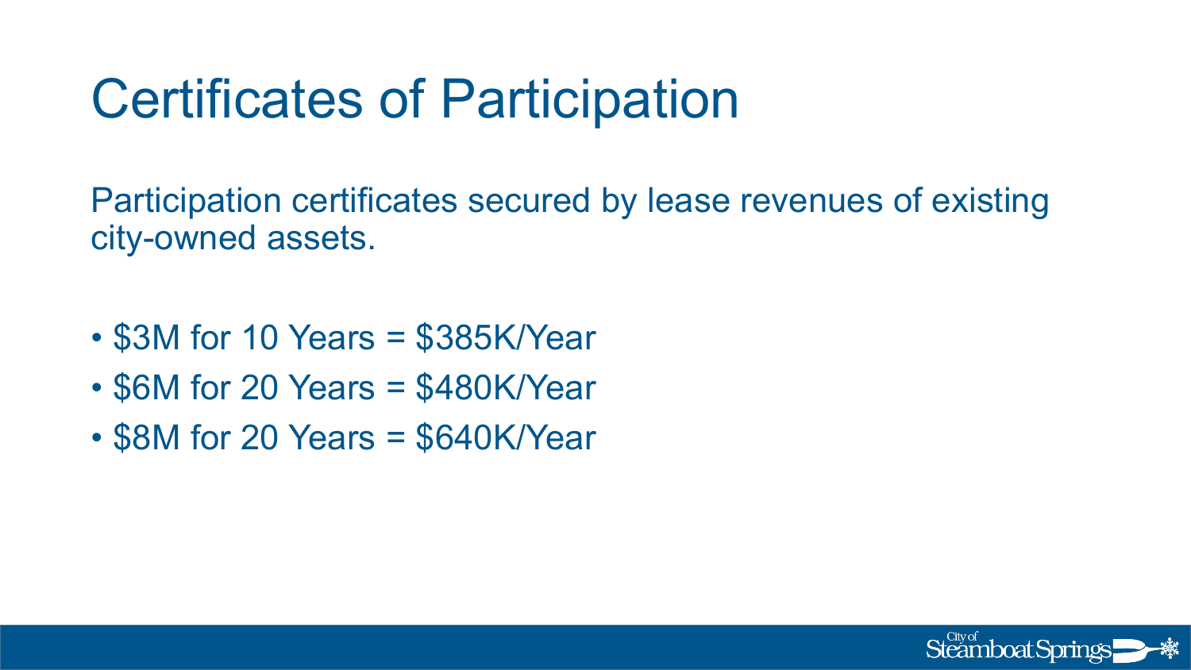# Certificates of Participation

Participation certificates secured by lease revenues of existing city-owned assets.

- $3M for 10 Years = $385K/Year
- $6M for 20 Years = $480K/Year
- $8M for 20 Years = $640K/Year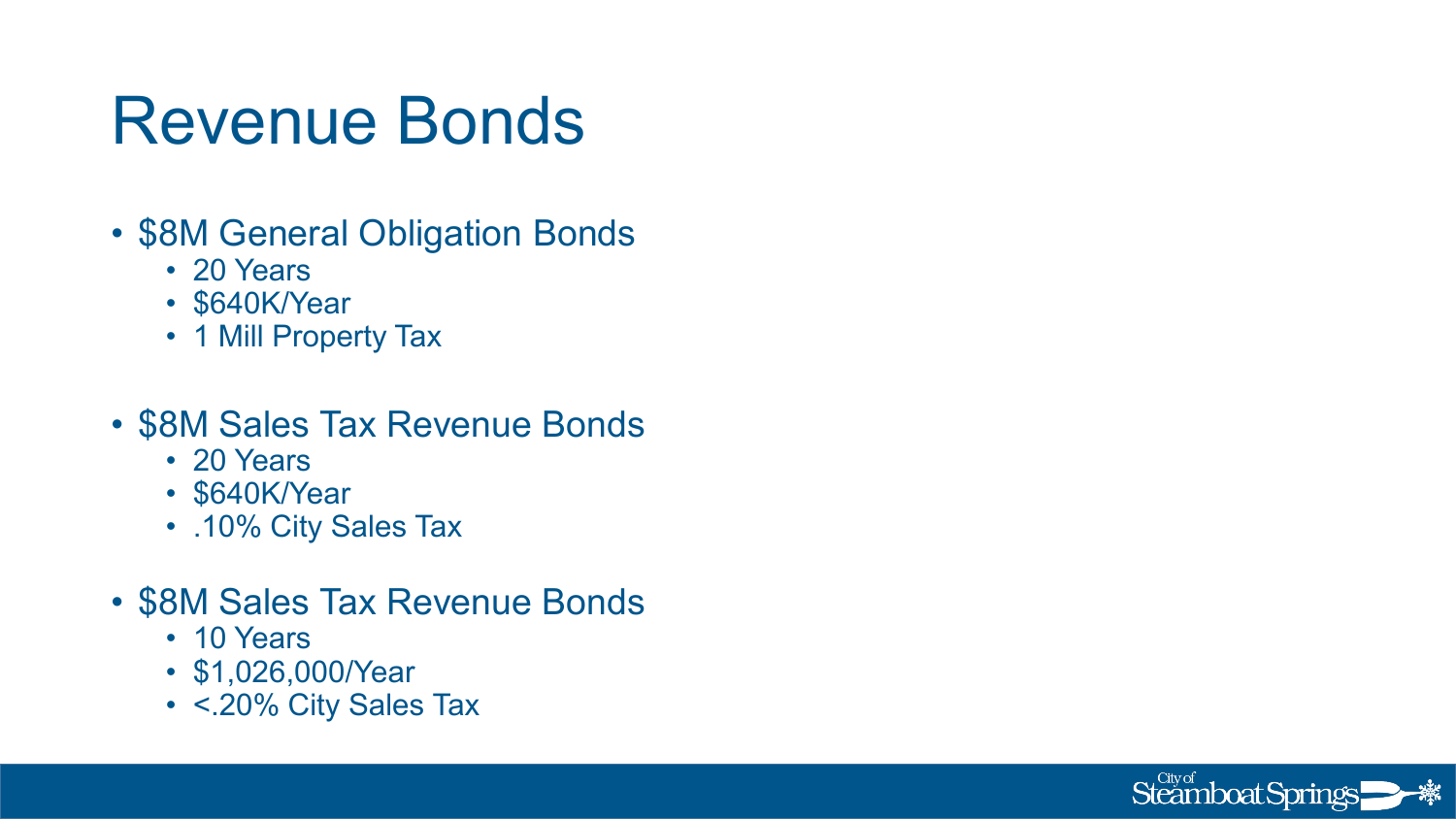# Revenue Bonds

- $8M General Obligation Bonds
  - 20 Years
  - $640K/Year
  - 1 Mill Property Tax

- $8M Sales Tax Revenue Bonds
  - 20 Years
  - $640K/Year
  - .10% City Sales Tax

- $8M Sales Tax Revenue Bonds
  - 10 Years
  - $1,026,000/Year
  - <.20% City Sales Tax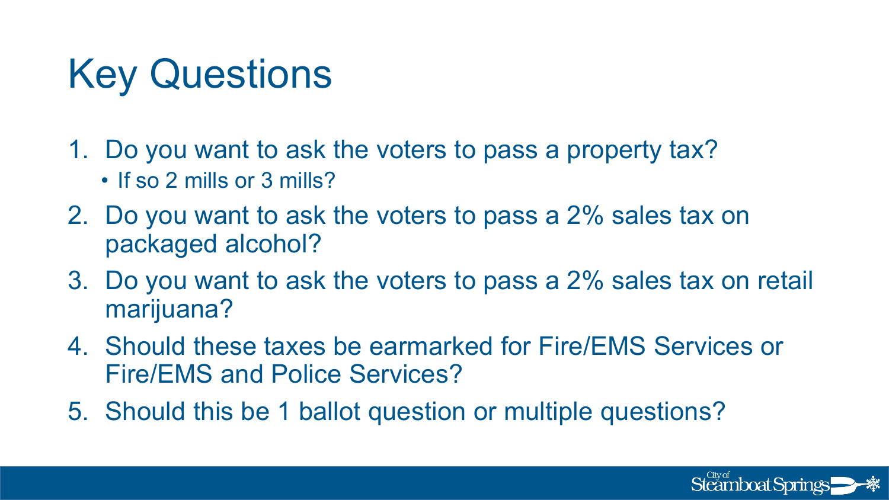# Key Questions

1. Do you want to ask the voters to pass a property tax?
   - If so 2 mills or 3 mills?
2. Do you want to ask the voters to pass a 2% sales tax on packaged alcohol?
3. Do you want to ask the voters to pass a 2% sales tax on retail marijuana?
4. Should these taxes be earmarked for Fire/EMS Services or Fire/EMS and Police Services?
5. Should this be 1 ballot question or multiple questions?